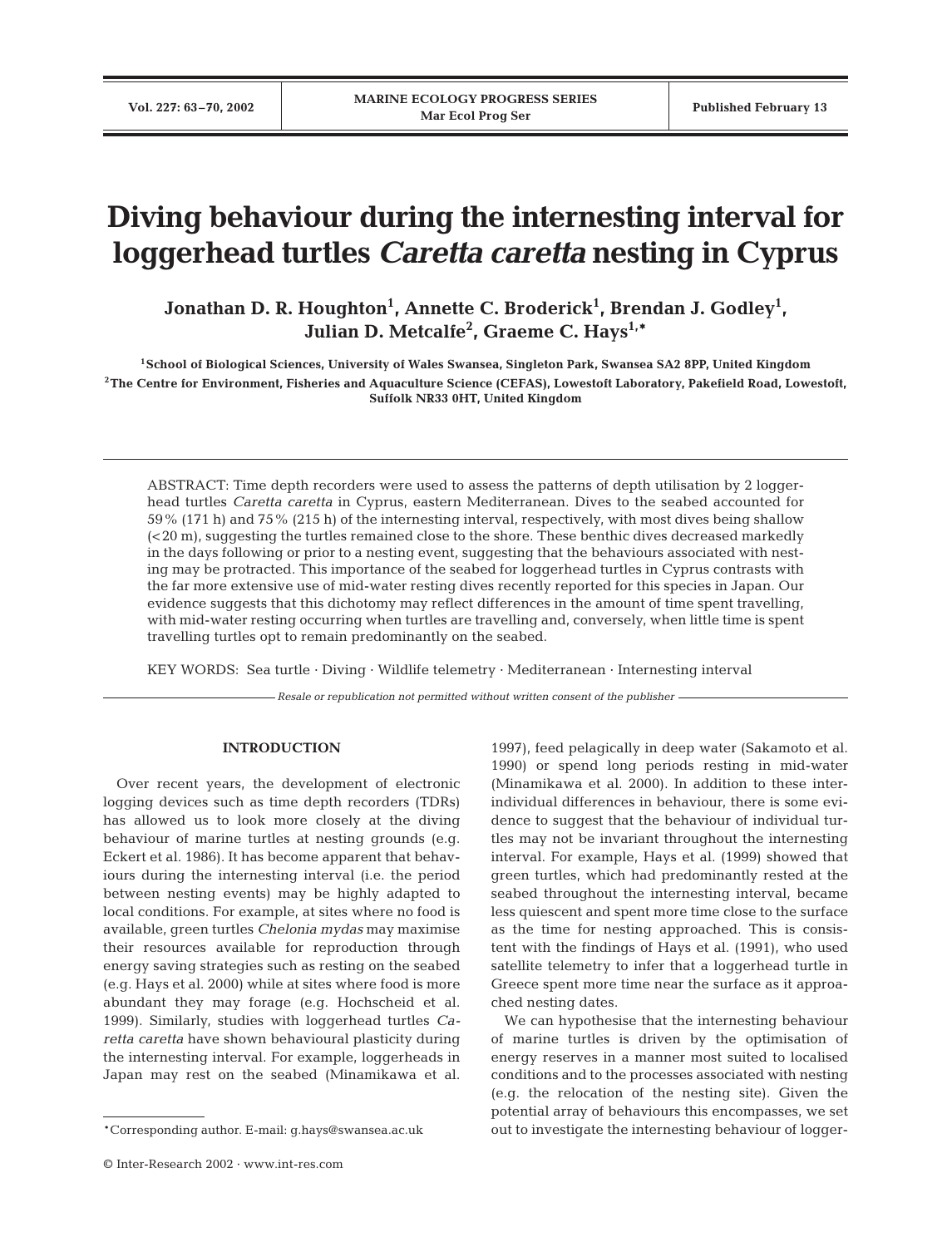# Diving behaviour during the internesting interval for loggerhead turtles *Caretta caretta* nesting in Cyprus

**Jonathan D. R. Houghton[1], Annette C. Broderick[1], Brendan J. Godley[1], Julian D. Metcalfe[2], Graeme C. Hays[1,*]**

[1]School of Biological Sciences, University of Wales Swansea, Singleton Park, Swansea SA2 8PP, United Kingdom

[2]The Centre for Environment, Fisheries and Aquaculture Science (CEFAS), Lowestoft Laboratory, Pakefield Road, Lowestoft, Suffolk NR33 0HT, United Kingdom

ABSTRACT: Time depth recorders were used to assess the patterns of depth utilisation by 2 loggerhead turtles *Caretta caretta* in Cyprus, eastern Mediterranean. Dives to the seabed accounted for 59% (171 h) and 75% (215 h) of the internesting interval, respectively, with most dives being shallow (<20 m), suggesting the turtles remained close to the shore. These benthic dives decreased markedly in the days following or prior to a nesting event, suggesting that the behaviours associated with nesting may be protracted. This importance of the seabed for loggerhead turtles in Cyprus contrasts with the far more extensive use of mid-water resting dives recently reported for this species in Japan. Our evidence suggests that this dichotomy may reflect differences in the amount of time spent travelling, with mid-water resting occurring when turtles are travelling and, conversely, when little time is spent travelling turtles opt to remain predominantly on the seabed.

KEY WORDS: Sea turtle · Diving · Wildlife telemetry · Mediterranean · Internesting interval

*Resale or republication not permitted without written consent of the publisher*

## INTRODUCTION

Over recent years, the development of electronic logging devices such as time depth recorders (TDRs) has allowed us to look more closely at the diving behaviour of marine turtles at nesting grounds (e.g. Eckert et al. 1986). It has become apparent that behaviours during the internesting interval (i.e. the period between nesting events) may be highly adapted to local conditions. For example, at sites where no food is available, green turtles *Chelonia mydas* may maximise their resources available for reproduction through energy saving strategies such as resting on the seabed (e.g. Hays et al. 2000) while at sites where food is more abundant they may forage (e.g. Hochscheid et al. 1999). Similarly, studies with loggerhead turtles *Caretta caretta* have shown behavioural plasticity during the internesting interval. For example, loggerheads in Japan may rest on the seabed (Minamikawa et al. 1997), feed pelagically in deep water (Sakamoto et al. 1990) or spend long periods resting in mid-water (Minamikawa et al. 2000). In addition to these inter-individual differences in behaviour, there is some evidence to suggest that the behaviour of individual turtles may not be invariant throughout the internesting interval. For example, Hays et al. (1999) showed that green turtles, which had predominantly rested at the seabed throughout the internesting interval, became less quiescent and spent more time close to the surface as the time for nesting approached. This is consistent with the findings of Hays et al. (1991), who used satellite telemetry to infer that a loggerhead turtle in Greece spent more time near the surface as it approached nesting dates.

We can hypothesise that the internesting behaviour of marine turtles is driven by the optimisation of energy reserves in a manner most suited to localised conditions and to the processes associated with nesting (e.g. the relocation of the nesting site). Given the potential array of behaviours this encompasses, we set out to investigate the internesting behaviour of logger-

*Corresponding author. E-mail: g.hays@swansea.ac.uk

© Inter-Research 2002 · www.int-res.com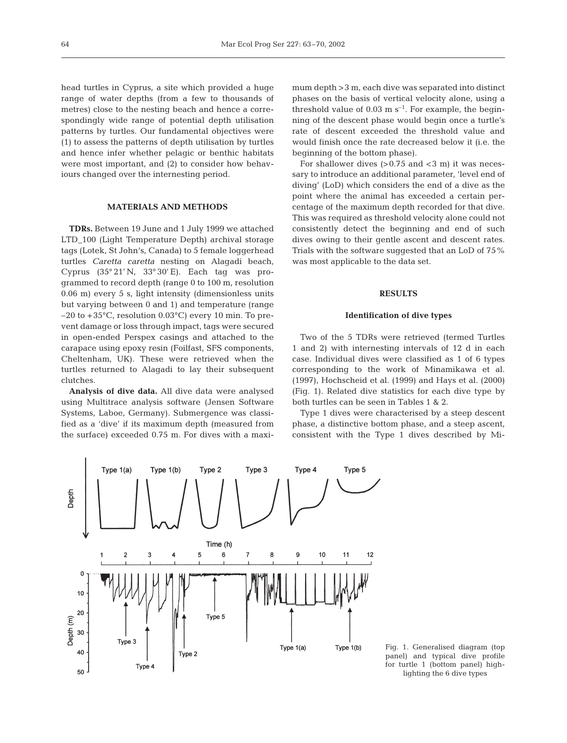head turtles in Cyprus, a site which provided a huge range of water depths (from a few to thousands of metres) close to the nesting beach and hence a correspondingly wide range of potential depth utilisation patterns by turtles. Our fundamental objectives were (1) to assess the patterns of depth utilisation by turtles and hence infer whether pelagic or benthic habitats were most important, and (2) to consider how behaviours changed over the internesting period.

## MATERIALS AND METHODS

**TDRs.** Between 19 June and 1 July 1999 we attached LTD_100 (Light Temperature Depth) archival storage tags (Lotek, St John's, Canada) to 5 female loggerhead turtles *Caretta caretta* nesting on Alagadi beach, Cyprus (35° 21' N, 33° 30' E). Each tag was programmed to record depth (range 0 to 100 m, resolution 0.06 m) every 5 s, light intensity (dimensionless units but varying between 0 and 1) and temperature (range –20 to +35°C, resolution 0.03°C) every 10 min. To prevent damage or loss through impact, tags were secured in open-ended Perspex casings and attached to the carapace using epoxy resin (Foilfast, SFS components, Cheltenham, UK). These were retrieved when the turtles returned to Alagadi to lay their subsequent clutches.

**Analysis of dive data.** All dive data were analysed using Multitrace analysis software (Jensen Software Systems, Laboe, Germany). Submergence was classified as a 'dive' if its maximum depth (measured from the surface) exceeded 0.75 m. For dives with a maximum depth >3 m, each dive was separated into distinct phases on the basis of vertical velocity alone, using a threshold value of 0.03 m $s^{-1}$. For example, the beginning of the descent phase would begin once a turtle's rate of descent exceeded the threshold value and would finish once the rate decreased below it (i.e. the beginning of the bottom phase).

For shallower dives (>0.75 and <3 m) it was necessary to introduce an additional parameter, 'level end of diving' (LoD) which considers the end of a dive as the point where the animal has exceeded a certain percentage of the maximum depth recorded for that dive. This was required as threshold velocity alone could not consistently detect the beginning and end of such dives owing to their gentle ascent and descent rates. Trials with the software suggested that an LoD of 75% was most applicable to the data set.

## RESULTS

### Identification of dive types

Two of the 5 TDRs were retrieved (termed Turtles 1 and 2) with internesting intervals of 12 d in each case. Individual dives were classified as 1 of 6 types corresponding to the work of Minamikawa et al. (1997), Hochscheid et al. (1999) and Hays et al. (2000) (Fig. 1). Related dive statistics for each dive type by both turtles can be seen in Tables 1 & 2.

Type 1 dives were characterised by a steep descent phase, a distinctive bottom phase, and a steep ascent, consistent with the Type 1 dives described by Mi-

Fig. 1. Generalised diagram (top panel) and typical dive profile for turtle 1 (bottom panel) highlighting the 6 dive types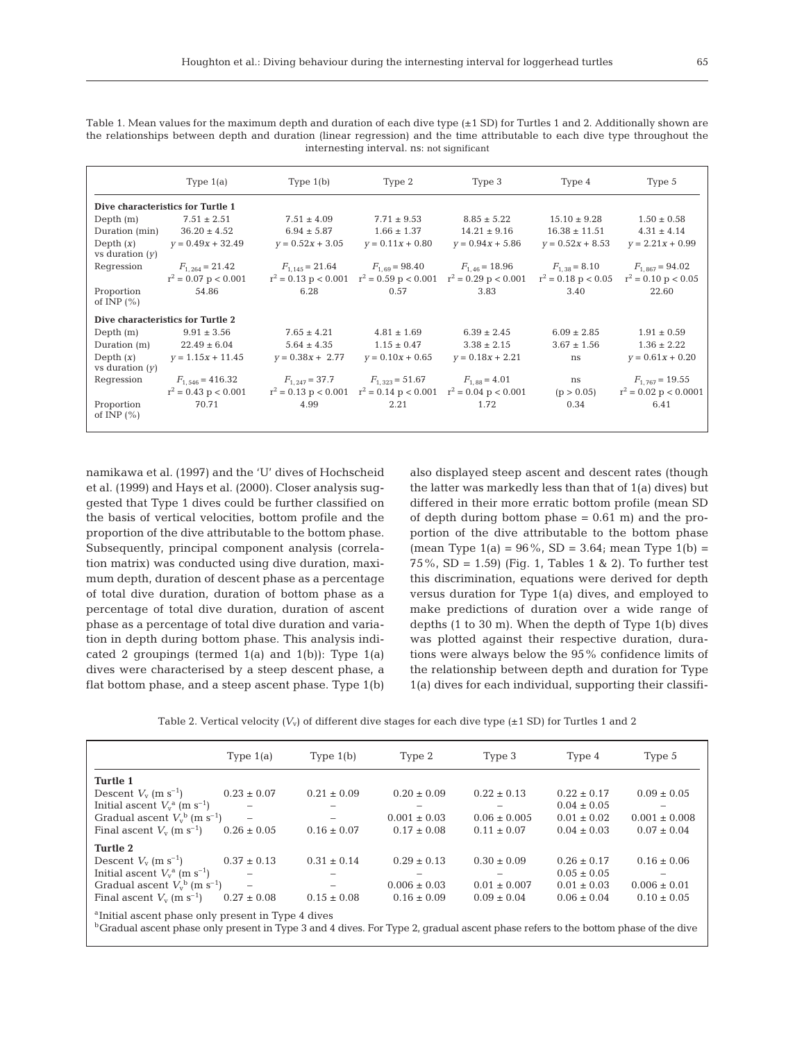Table 1. Mean values for the maximum depth and duration of each dive type (±1 SD) for Turtles 1 and 2. Additionally shown are the relationships between depth and duration (linear regression) and the time attributable to each dive type throughout the internesting interval. ns: not significant

| | Type 1(a) | Type 1(b) | Type 2 | Type 3 | Type 4 | Type 5 |
|---|---|---|---|---|---|---|
| **Dive characteristics for Turtle 1** | | | | | | |
| Depth (m) | 7.51 ± 2.51 | 7.51 ± 4.09 | 7.71 ± 9.53 | 8.85 ± 5.22 | 15.10 ± 9.28 | 1.50 ± 0.58 |
| Duration (min) | 36.20 ± 4.52 | 6.94 ± 5.87 | 1.66 ± 1.37 | 14.21 ± 9.16 | 16.38 ± 11.51 | 4.31 ± 4.14 |
| Depth ($x$) vs duration ($y$) | $y = 0.49x + 32.49$ | $y = 0.52x + 3.05$ | $y = 0.11x + 0.80$ | $y = 0.94x + 5.86$ | $y = 0.52x + 8.53$ | $y = 2.21x + 0.99$ |
| Regression | $F_{1,264} = 21.42$ $r^2 = 0.07$ $p < 0.001$ | $F_{1,145} = 21.64$ $r^2 = 0.13$ $p < 0.001$ | $F_{1,69} = 98.40$ $r^2 = 0.59$ $p < 0.001$ | $F_{1,46} = 18.96$ $r^2 = 0.29$ $p < 0.001$ | $F_{1,38} = 8.10$ $r^2 = 0.18$ $p < 0.05$ | $F_{1,867} = 94.02$ $r^2 = 0.10$ $p < 0.05$ |
| Proportion of INP (%) | 54.86 | 6.28 | 0.57 | 3.83 | 3.40 | 22.60 |
| **Dive characteristics for Turtle 2** | | | | | | |
| Depth (m) | 9.91 ± 3.56 | 7.65 ± 4.21 | 4.81 ± 1.69 | 6.39 ± 2.45 | 6.09 ± 2.85 | 1.91 ± 0.59 |
| Duration (m) | 22.49 ± 6.04 | 5.64 ± 4.35 | 1.15 ± 0.47 | 3.38 ± 2.15 | 3.67 ± 1.56 | 1.36 ± 2.22 |
| Depth ($x$) vs duration ($y$) | $y = 1.15x + 11.45$ | $y = 0.38x + 2.77$ | $y = 0.10x + 0.65$ | $y = 0.18x + 2.21$ | ns | $y = 0.61x + 0.20$ |
| Regression | $F_{1,546} = 416.32$ $r^2 = 0.43$ $p < 0.001$ | $F_{1,247} = 37.7$ $r^2 = 0.13$ $p < 0.001$ | $F_{1,323} = 51.67$ $r^2 = 0.14$ $p < 0.001$ | $F_{1,88} = 4.01$ $r^2 = 0.04$ $p < 0.001$ | ns ($p > 0.05$) | $F_{1,767} = 19.55$ $r^2 = 0.02$ $p < 0.0001$ |
| Proportion of INP (%) | 70.71 | 4.99 | 2.21 | 1.72 | 0.34 | 6.41 |

namikawa et al. (1997) and the 'U' dives of Hochscheid et al. (1999) and Hays et al. (2000). Closer analysis suggested that Type 1 dives could be further classified on the basis of vertical velocities, bottom profile and the proportion of the dive attributable to the bottom phase. Subsequently, principal component analysis (correlation matrix) was conducted using dive duration, maximum depth, duration of descent phase as a percentage of total dive duration, duration of bottom phase as a percentage of total dive duration, duration of ascent phase as a percentage of total dive duration and variation in depth during bottom phase. This analysis indicated 2 groupings (termed 1(a) and 1(b)): Type 1(a) dives were characterised by a steep descent phase, a flat bottom phase, and a steep ascent phase. Type 1(b) also displayed steep ascent and descent rates (though the latter was markedly less than that of 1(a) dives) but differed in their more erratic bottom profile (mean SD of depth during bottom phase = 0.61 m) and the proportion of the dive attributable to the bottom phase (mean Type 1(a) = 96%, SD = 3.64; mean Type 1(b) = 75%, SD = 1.59) (Fig. 1, Tables 1 & 2). To further test this discrimination, equations were derived for depth versus duration for Type 1(a) dives, and employed to make predictions of duration over a wide range of depths (1 to 30 m). When the depth of Type 1(b) dives was plotted against their respective duration, durations were always below the 95% confidence limits of the relationship between depth and duration for Type 1(a) dives for each individual, supporting their classifi-

Table 2. Vertical velocity ($V_v$) of different dive stages for each dive type (±1 SD) for Turtles 1 and 2

| | Type 1(a) | Type 1(b) | Type 2 | Type 3 | Type 4 | Type 5 |
|---|---|---|---|---|---|---|
| **Turtle 1** | | | | | | |
| Descent $V_v$ (m $s^{-1}$) | 0.23 ± 0.07 | 0.21 ± 0.09 | 0.20 ± 0.09 | 0.22 ± 0.13 | 0.22 ± 0.17 | 0.09 ± 0.05 |
| Initial ascent $V_v^a$ (m $s^{-1}$) | – | – | – | – | 0.04 ± 0.05 | – |
| Gradual ascent $V_v^b$ (m $s^{-1}$) | – | – | 0.001 ± 0.03 | 0.06 ± 0.005 | 0.01 ± 0.02 | 0.001 ± 0.008 |
| Final ascent $V_v$ (m $s^{-1}$) | 0.26 ± 0.05 | 0.16 ± 0.07 | 0.17 ± 0.08 | 0.11 ± 0.07 | 0.04 ± 0.03 | 0.07 ± 0.04 |
| **Turtle 2** | | | | | | |
| Descent $V_v$ (m $s^{-1}$) | 0.37 ± 0.13 | 0.31 ± 0.14 | 0.29 ± 0.13 | 0.30 ± 0.09 | 0.26 ± 0.17 | 0.16 ± 0.06 |
| Initial ascent $V_v^a$ (m $s^{-1}$) | – | – | – | – | 0.05 ± 0.05 | – |
| Gradual ascent $V_v^b$ (m $s^{-1}$) | – | – | 0.006 ± 0.03 | 0.01 ± 0.007 | 0.01 ± 0.03 | 0.006 ± 0.01 |
| Final ascent $V_v$ (m $s^{-1}$) | 0.27 ± 0.08 | 0.15 ± 0.08 | 0.16 ± 0.09 | 0.09 ± 0.04 | 0.06 ± 0.04 | 0.10 ± 0.05 |

[a]Initial ascent phase only present in Type 4 dives
[b]Gradual ascent phase only present in Type 3 and 4 dives. For Type 2, gradual ascent phase refers to the bottom phase of the dive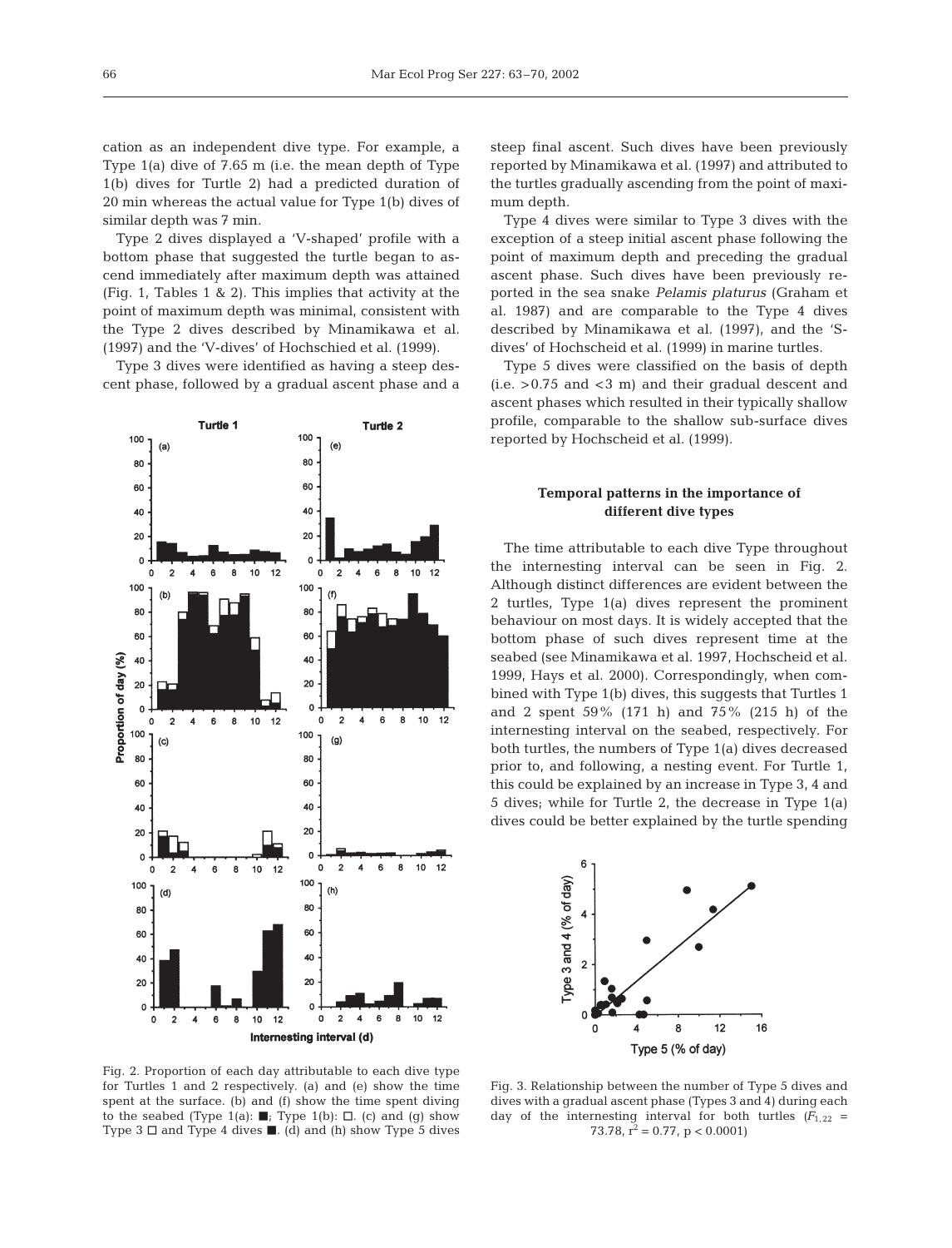cation as an independent dive type. For example, a Type 1(a) dive of 7.65 m (i.e. the mean depth of Type 1(b) dives for Turtle 2) had a predicted duration of 20 min whereas the actual value for Type 1(b) dives of similar depth was 7 min.

Type 2 dives displayed a 'V-shaped' profile with a bottom phase that suggested the turtle began to ascend immediately after maximum depth was attained (Fig. 1, Tables 1 & 2). This implies that activity at the point of maximum depth was minimal, consistent with the Type 2 dives described by Minamikawa et al. (1997) and the 'V-dives' of Hochschied et al. (1999).

Type 3 dives were identified as having a steep descent phase, followed by a gradual ascent phase and a steep final ascent. Such dives have been previously reported by Minamikawa et al. (1997) and attributed to the turtles gradually ascending from the point of maximum depth.

Type 4 dives were similar to Type 3 dives with the exception of a steep initial ascent phase following the point of maximum depth and preceding the gradual ascent phase. Such dives have been previously reported in the sea snake *Pelamis platurus* (Graham et al. 1987) and are comparable to the Type 4 dives described by Minamikawa et al. (1997), and the 'S-dives' of Hochscheid et al. (1999) in marine turtles.

Type 5 dives were classified on the basis of depth (i.e. >0.75 and <3 m) and their gradual descent and ascent phases which resulted in their typically shallow profile, comparable to the shallow sub-surface dives reported by Hochscheid et al. (1999).

Fig. 2. Proportion of each day attributable to each dive type for Turtles 1 and 2 respectively. (a) and (e) show the time spent at the surface. (b) and (f) show the time spent diving to the seabed (Type 1(a): ■; Type 1(b): □. (c) and (g) show Type 3 □ and Type 4 dives ■. (d) and (h) show Type 5 dives

### Temporal patterns in the importance of different dive types

The time attributable to each dive Type throughout the internesting interval can be seen in Fig. 2. Although distinct differences are evident between the 2 turtles, Type 1(a) dives represent the prominent behaviour on most days. It is widely accepted that the bottom phase of such dives represent time at the seabed (see Minamikawa et al. 1997, Hochscheid et al. 1999, Hays et al. 2000). Correspondingly, when combined with Type 1(b) dives, this suggests that Turtles 1 and 2 spent 59% (171 h) and 75% (215 h) of the internesting interval on the seabed, respectively. For both turtles, the numbers of Type 1(a) dives decreased prior to, and following, a nesting event. For Turtle 1, this could be explained by an increase in Type 3, 4 and 5 dives; while for Turtle 2, the decrease in Type 1(a) dives could be better explained by the turtle spending

Fig. 3. Relationship between the number of Type 5 dives and dives with a gradual ascent phase (Types 3 and 4) during each day of the internesting interval for both turtles ($F_{1,22}$ = 73.78, $r^2$ = 0.77, $p < 0.0001$)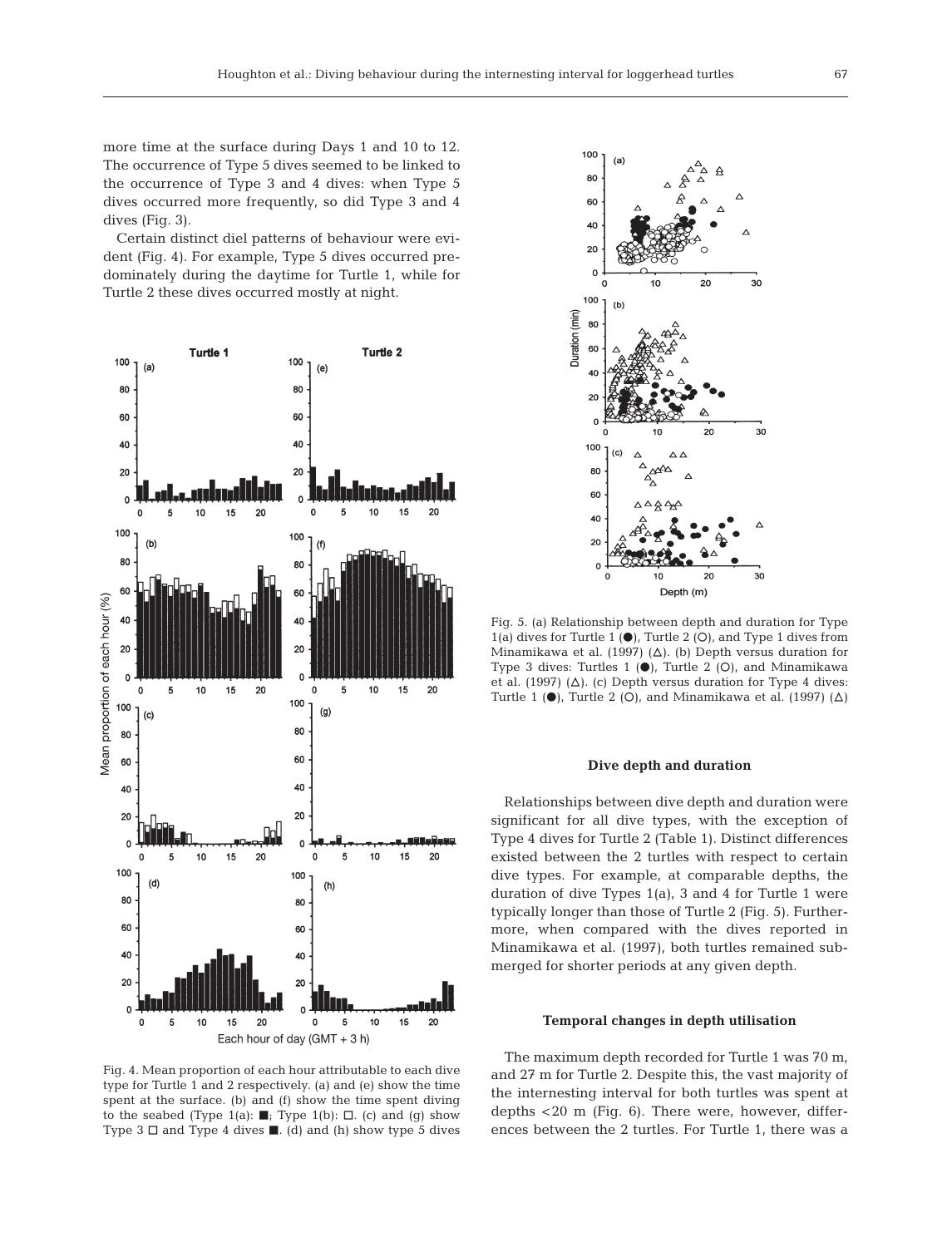more time at the surface during Days 1 and 10 to 12. The occurrence of Type 5 dives seemed to be linked to the occurrence of Type 3 and 4 dives: when Type 5 dives occurred more frequently, so did Type 3 and 4 dives (Fig. 3).

Certain distinct diel patterns of behaviour were evident (Fig. 4). For example, Type 5 dives occurred predominately during the daytime for Turtle 1, while for Turtle 2 these dives occurred mostly at night.

Fig. 4. Mean proportion of each hour attributable to each dive type for Turtle 1 and 2 respectively. (a) and (e) show the time spent at the surface. (b) and (f) show the time spent diving to the seabed (Type 1(a): ■; Type 1(b): □. (c) and (g) show Type 3 □ and Type 4 dives ■. (d) and (h) show type 5 dives

Fig. 5. (a) Relationship between depth and duration for Type 1(a) dives for Turtle 1 (●), Turtle 2 (○), and Type 1 dives from Minamikawa et al. (1997) (△). (b) Depth versus duration for Type 3 dives: Turtles 1 (●), Turtle 2 (○), and Minamikawa et al. (1997) (△). (c) Depth versus duration for Type 4 dives: Turtle 1 (●), Turtle 2 (○), and Minamikawa et al. (1997) (△)

### Dive depth and duration

Relationships between dive depth and duration were significant for all dive types, with the exception of Type 4 dives for Turtle 2 (Table 1). Distinct differences existed between the 2 turtles with respect to certain dive types. For example, at comparable depths, the duration of dive Types 1(a), 3 and 4 for Turtle 1 were typically longer than those of Turtle 2 (Fig. 5). Furthermore, when compared with the dives reported in Minamikawa et al. (1997), both turtles remained submerged for shorter periods at any given depth.

### Temporal changes in depth utilisation

The maximum depth recorded for Turtle 1 was 70 m, and 27 m for Turtle 2. Despite this, the vast majority of the internesting interval for both turtles was spent at depths <20 m (Fig. 6). There were, however, differences between the 2 turtles. For Turtle 1, there was a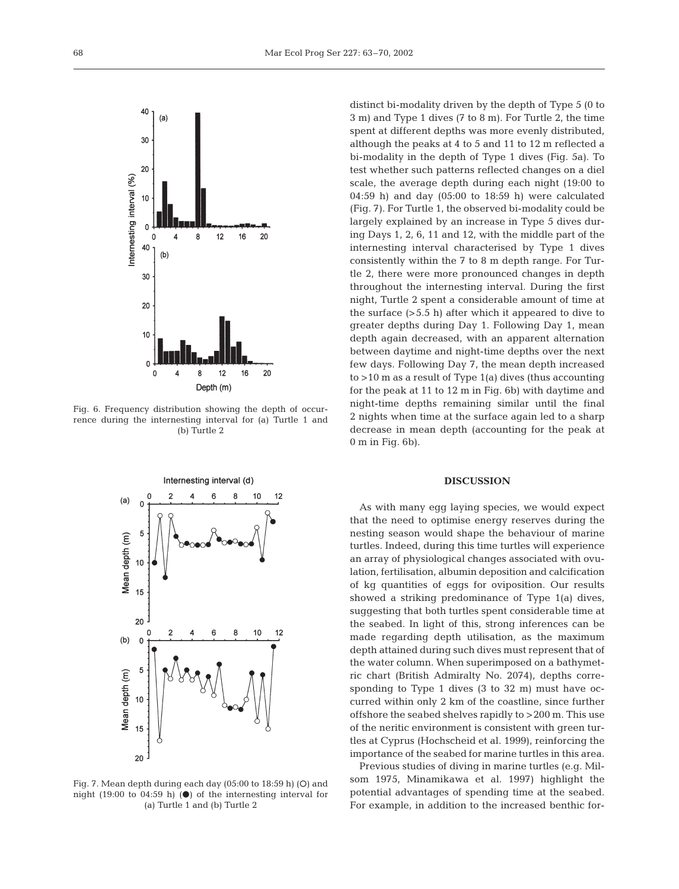Fig. 6. Frequency distribution showing the depth of occurrence during the internesting interval for (a) Turtle 1 and (b) Turtle 2

Fig. 7. Mean depth during each day (05:00 to 18:59 h) (○) and night (19:00 to 04:59 h) (●) of the internesting interval for (a) Turtle 1 and (b) Turtle 2

distinct bi-modality driven by the depth of Type 5 (0 to 3 m) and Type 1 dives (7 to 8 m). For Turtle 2, the time spent at different depths was more evenly distributed, although the peaks at 4 to 5 and 11 to 12 m reflected a bi-modality in the depth of Type 1 dives (Fig. 5a). To test whether such patterns reflected changes on a diel scale, the average depth during each night (19:00 to 04:59 h) and day (05:00 to 18:59 h) were calculated (Fig. 7). For Turtle 1, the observed bi-modality could be largely explained by an increase in Type 5 dives during Days 1, 2, 6, 11 and 12, with the middle part of the internesting interval characterised by Type 1 dives consistently within the 7 to 8 m depth range. For Turtle 2, there were more pronounced changes in depth throughout the internesting interval. During the first night, Turtle 2 spent a considerable amount of time at the surface (>5.5 h) after which it appeared to dive to greater depths during Day 1. Following Day 1, mean depth again decreased, with an apparent alternation between daytime and night-time depths over the next few days. Following Day 7, the mean depth increased to >10 m as a result of Type 1(a) dives (thus accounting for the peak at 11 to 12 m in Fig. 6b) with daytime and night-time depths remaining similar until the final 2 nights when time at the surface again led to a sharp decrease in mean depth (accounting for the peak at 0 m in Fig. 6b).

## DISCUSSION

As with many egg laying species, we would expect that the need to optimise energy reserves during the nesting season would shape the behaviour of marine turtles. Indeed, during this time turtles will experience an array of physiological changes associated with ovulation, fertilisation, albumin deposition and calcification of kg quantities of eggs for oviposition. Our results showed a striking predominance of Type 1(a) dives, suggesting that both turtles spent considerable time at the seabed. In light of this, strong inferences can be made regarding depth utilisation, as the maximum depth attained during such dives must represent that of the water column. When superimposed on a bathymetric chart (British Admiralty No. 2074), depths corresponding to Type 1 dives (3 to 32 m) must have occurred within only 2 km of the coastline, since further offshore the seabed shelves rapidly to >200 m. This use of the neritic environment is consistent with green turtles at Cyprus (Hochscheid et al. 1999), reinforcing the importance of the seabed for marine turtles in this area.

Previous studies of diving in marine turtles (e.g. Milsom 1975, Minamikawa et al. 1997) highlight the potential advantages of spending time at the seabed. For example, in addition to the increased benthic for-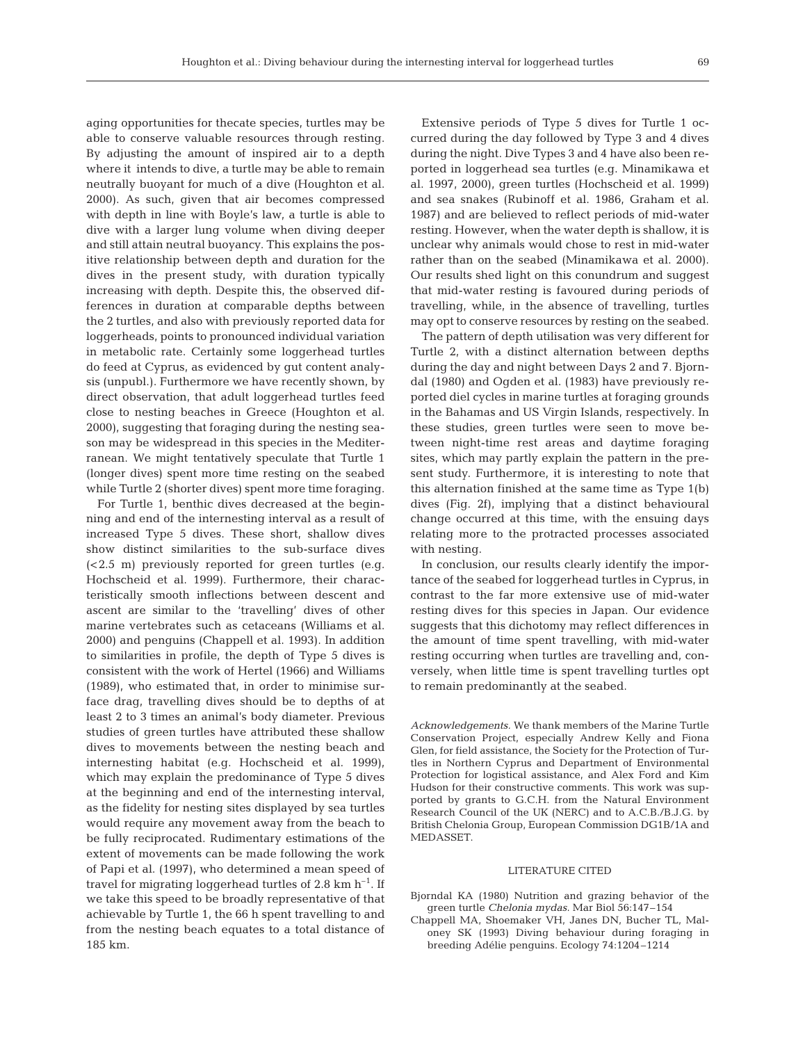aging opportunities for thecate species, turtles may be able to conserve valuable resources through resting. By adjusting the amount of inspired air to a depth where it intends to dive, a turtle may be able to remain neutrally buoyant for much of a dive (Houghton et al. 2000). As such, given that air becomes compressed with depth in line with Boyle's law, a turtle is able to dive with a larger lung volume when diving deeper and still attain neutral buoyancy. This explains the positive relationship between depth and duration for the dives in the present study, with duration typically increasing with depth. Despite this, the observed differences in duration at comparable depths between the 2 turtles, and also with previously reported data for loggerheads, points to pronounced individual variation in metabolic rate. Certainly some loggerhead turtles do feed at Cyprus, as evidenced by gut content analysis (unpubl.). Furthermore we have recently shown, by direct observation, that adult loggerhead turtles feed close to nesting beaches in Greece (Houghton et al. 2000), suggesting that foraging during the nesting season may be widespread in this species in the Mediterranean. We might tentatively speculate that Turtle 1 (longer dives) spent more time resting on the seabed while Turtle 2 (shorter dives) spent more time foraging.

For Turtle 1, benthic dives decreased at the beginning and end of the internesting interval as a result of increased Type 5 dives. These short, shallow dives show distinct similarities to the sub-surface dives (<2.5 m) previously reported for green turtles (e.g. Hochscheid et al. 1999). Furthermore, their characteristically smooth inflections between descent and ascent are similar to the 'travelling' dives of other marine vertebrates such as cetaceans (Williams et al. 2000) and penguins (Chappell et al. 1993). In addition to similarities in profile, the depth of Type 5 dives is consistent with the work of Hertel (1966) and Williams (1989), who estimated that, in order to minimise surface drag, travelling dives should be to depths of at least 2 to 3 times an animal's body diameter. Previous studies of green turtles have attributed these shallow dives to movements between the nesting beach and internesting habitat (e.g. Hochscheid et al. 1999), which may explain the predominance of Type 5 dives at the beginning and end of the internesting interval, as the fidelity for nesting sites displayed by sea turtles would require any movement away from the beach to be fully reciprocated. Rudimentary estimations of the extent of movements can be made following the work of Papi et al. (1997), who determined a mean speed of travel for migrating loggerhead turtles of 2.8 km $h^{-1}$. If we take this speed to be broadly representative of that achievable by Turtle 1, the 66 h spent travelling to and from the nesting beach equates to a total distance of 185 km.

Extensive periods of Type 5 dives for Turtle 1 occurred during the day followed by Type 3 and 4 dives during the night. Dive Types 3 and 4 have also been reported in loggerhead sea turtles (e.g. Minamikawa et al. 1997, 2000), green turtles (Hochscheid et al. 1999) and sea snakes (Rubinoff et al. 1986, Graham et al. 1987) and are believed to reflect periods of mid-water resting. However, when the water depth is shallow, it is unclear why animals would chose to rest in mid-water rather than on the seabed (Minamikawa et al. 2000). Our results shed light on this conundrum and suggest that mid-water resting is favoured during periods of travelling, while, in the absence of travelling, turtles may opt to conserve resources by resting on the seabed.

The pattern of depth utilisation was very different for Turtle 2, with a distinct alternation between depths during the day and night between Days 2 and 7. Bjorndal (1980) and Ogden et al. (1983) have previously reported diel cycles in marine turtles at foraging grounds in the Bahamas and US Virgin Islands, respectively. In these studies, green turtles were seen to move between night-time rest areas and daytime foraging sites, which may partly explain the pattern in the present study. Furthermore, it is interesting to note that this alternation finished at the same time as Type 1(b) dives (Fig. 2f), implying that a distinct behavioural change occurred at this time, with the ensuing days relating more to the protracted processes associated with nesting.

In conclusion, our results clearly identify the importance of the seabed for loggerhead turtles in Cyprus, in contrast to the far more extensive use of mid-water resting dives for this species in Japan. Our evidence suggests that this dichotomy may reflect differences in the amount of time spent travelling, with mid-water resting occurring when turtles are travelling and, conversely, when little time is spent travelling turtles opt to remain predominantly at the seabed.

*Acknowledgements.* We thank members of the Marine Turtle Conservation Project, especially Andrew Kelly and Fiona Glen, for field assistance, the Society for the Protection of Turtles in Northern Cyprus and Department of Environmental Protection for logistical assistance, and Alex Ford and Kim Hudson for their constructive comments. This work was supported by grants to G.C.H. from the Natural Environment Research Council of the UK (NERC) and to A.C.B./B.J.G. by British Chelonia Group, European Commission DG1B/1A and MEDASSET.

## LITERATURE CITED

Bjorndal KA (1980) Nutrition and grazing behavior of the green turtle *Chelonia mydas*. Mar Biol 56:147–154

Chappell MA, Shoemaker VH, Janes DN, Bucher TL, Maloney SK (1993) Diving behaviour during foraging in breeding Adélie penguins. Ecology 74:1204–1214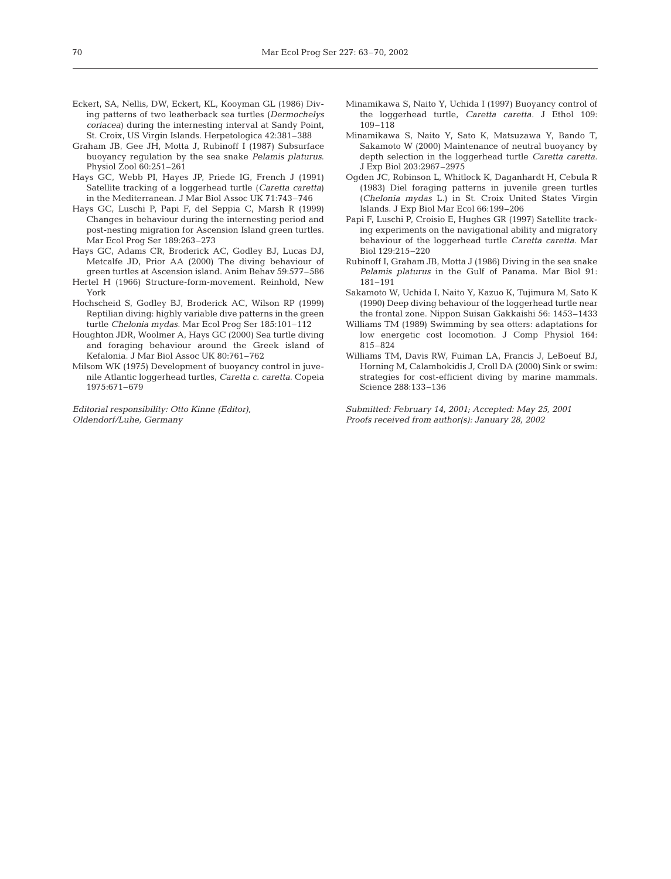Eckert, SA, Nellis, DW, Eckert, KL, Kooyman GL (1986) Diving patterns of two leatherback sea turtles (*Dermochelys coriacea*) during the internesting interval at Sandy Point, St. Croix, US Virgin Islands. Herpetologica 42:381–388

Graham JB, Gee JH, Motta J, Rubinoff I (1987) Subsurface buoyancy regulation by the sea snake *Pelamis platurus*. Physiol Zool 60:251–261

Hays GC, Webb PI, Hayes JP, Priede IG, French J (1991) Satellite tracking of a loggerhead turtle (*Caretta caretta*) in the Mediterranean. J Mar Biol Assoc UK 71:743–746

Hays GC, Luschi P, Papi F, del Seppia C, Marsh R (1999) Changes in behaviour during the internesting period and post-nesting migration for Ascension Island green turtles. Mar Ecol Prog Ser 189:263–273

Hays GC, Adams CR, Broderick AC, Godley BJ, Lucas DJ, Metcalfe JD, Prior AA (2000) The diving behaviour of green turtles at Ascension island. Anim Behav 59:577–586

Hertel H (1966) Structure-form-movement. Reinhold, New York

Hochscheid S, Godley BJ, Broderick AC, Wilson RP (1999) Reptilian diving: highly variable dive patterns in the green turtle *Chelonia mydas*. Mar Ecol Prog Ser 185:101–112

Houghton JDR, Woolmer A, Hays GC (2000) Sea turtle diving and foraging behaviour around the Greek island of Kefalonia. J Mar Biol Assoc UK 80:761–762

Milsom WK (1975) Development of buoyancy control in juvenile Atlantic loggerhead turtles, *Caretta c. caretta*. Copeia 1975:671–679

Minamikawa S, Naito Y, Uchida I (1997) Buoyancy control of the loggerhead turtle, *Caretta caretta*. J Ethol 109: 109–118

Minamikawa S, Naito Y, Sato K, Matsuzawa Y, Bando T, Sakamoto W (2000) Maintenance of neutral buoyancy by depth selection in the loggerhead turtle *Caretta caretta*. J Exp Biol 203:2967–2975

Ogden JC, Robinson L, Whitlock K, Daganhardt H, Cebula R (1983) Diel foraging patterns in juvenile green turtles (*Chelonia mydas* L.) in St. Croix United States Virgin Islands. J Exp Biol Mar Ecol 66:199–206

Papi F, Luschi P, Croisio E, Hughes GR (1997) Satellite tracking experiments on the navigational ability and migratory behaviour of the loggerhead turtle *Caretta caretta*. Mar Biol 129:215–220

Rubinoff I, Graham JB, Motta J (1986) Diving in the sea snake *Pelamis platurus* in the Gulf of Panama. Mar Biol 91: 181–191

Sakamoto W, Uchida I, Naito Y, Kazuo K, Tujimura M, Sato K (1990) Deep diving behaviour of the loggerhead turtle near the frontal zone. Nippon Suisan Gakkaishi 56: 1453–1433

Williams TM (1989) Swimming by sea otters: adaptations for low energetic cost locomotion. J Comp Physiol 164: 815–824

Williams TM, Davis RW, Fuiman LA, Francis J, LeBoeuf BJ, Horning M, Calambokidis J, Croll DA (2000) Sink or swim: strategies for cost-efficient diving by marine mammals. Science 288:133–136

*Editorial responsibility: Otto Kinne (Editor), Oldendorf/Luhe, Germany*

*Submitted: February 14, 2001; Accepted: May 25, 2001*
*Proofs received from author(s): January 28, 2002*